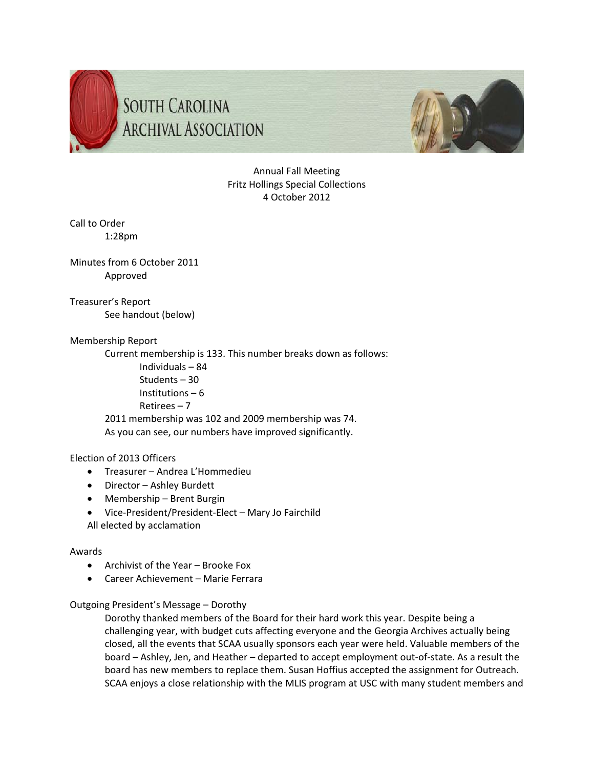# South Carolina Archival Association

Annual Fall Meeting
Fritz Hollings Special Collections
4 October 2012

Call to Order
1:28pm

Minutes from 6 October 2011
Approved

Treasurer's Report
See handout (below)

Membership Report
Current membership is 133. This number breaks down as follows:
Individuals – 84
Students – 30
Institutions – 6
Retirees – 7
2011 membership was 102 and 2009 membership was 74.
As you can see, our numbers have improved significantly.

Election of 2013 Officers

- Treasurer – Andrea L'Hommedieu
- Director – Ashley Burdett
- Membership – Brent Burgin
- Vice-President/President-Elect – Mary Jo Fairchild

All elected by acclamation

Awards

- Archivist of the Year – Brooke Fox
- Career Achievement – Marie Ferrara

Outgoing President's Message – Dorothy

Dorothy thanked members of the Board for their hard work this year. Despite being a challenging year, with budget cuts affecting everyone and the Georgia Archives actually being closed, all the events that SCAA usually sponsors each year were held. Valuable members of the board – Ashley, Jen, and Heather – departed to accept employment out-of-state. As a result the board has new members to replace them. Susan Hoffius accepted the assignment for Outreach. SCAA enjoys a close relationship with the MLIS program at USC with many student members and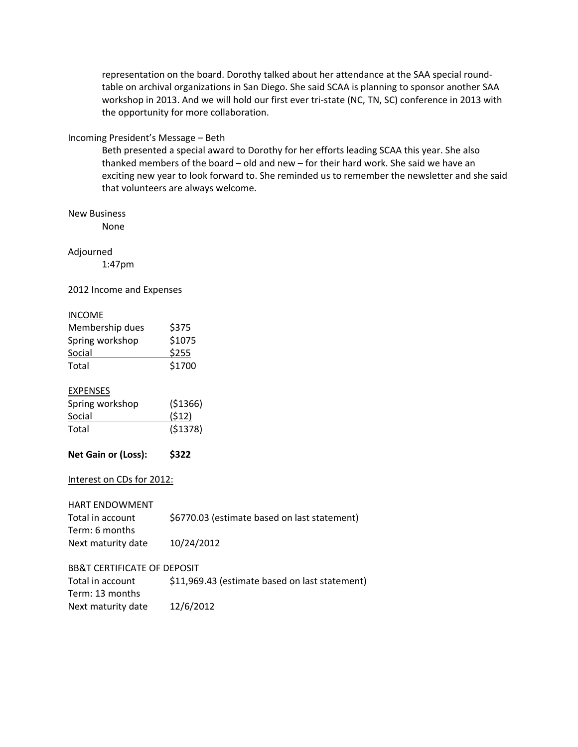representation on the board. Dorothy talked about her attendance at the SAA special round-table on archival organizations in San Diego. She said SCAA is planning to sponsor another SAA workshop in 2013. And we will hold our first ever tri-state (NC, TN, SC) conference in 2013 with the opportunity for more collaboration.

Incoming President's Message – Beth

Beth presented a special award to Dorothy for her efforts leading SCAA this year. She also thanked members of the board – old and new – for their hard work. She said we have an exciting new year to look forward to. She reminded us to remember the newsletter and she said that volunteers are always welcome.

New Business

None

Adjourned

1:47pm

2012 Income and Expenses

| INCOME | |
|---|---|
| Membership dues | $375 |
| Spring workshop | $1075 |
| Social | $255 |
| Total | $1700 |

| EXPENSES | |
|---|---|
| Spring workshop | ($1366) |
| Social | ($12) |
| Total | ($1378) |

**Net Gain or (Loss): $322**

Interest on CDs for 2012:

| HART ENDOWMENT | |
|---|---|
| Total in account | $6770.03 (estimate based on last statement) |
| Term: 6 months | |
| Next maturity date | 10/24/2012 |

| BB&T CERTIFICATE OF DEPOSIT | |
|---|---|
| Total in account | $11,969.43 (estimate based on last statement) |
| Term: 13 months | |
| Next maturity date | 12/6/2012 |